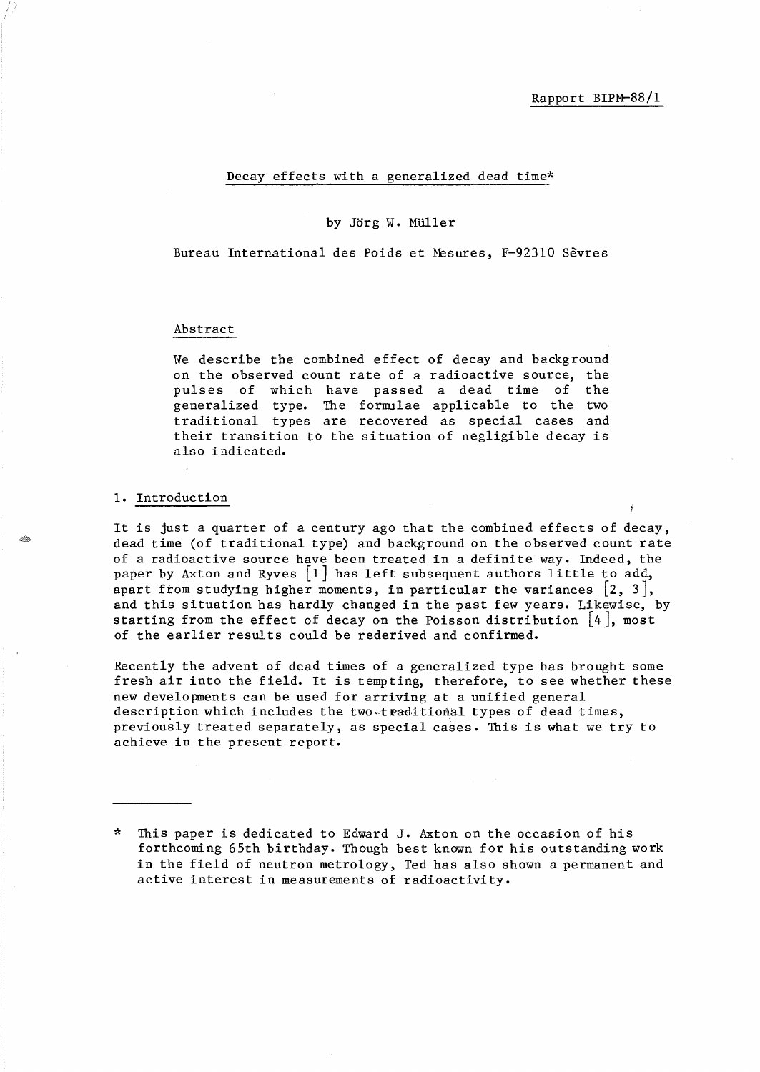Rapport BIPM-88/1

# Decay effects with a generalized dead time*

by Jörg W. Müller

Bureau International des Poids et Mesures, F-92310 Sèvres

## Abstract

We describe the combined effect of decay and background on the observed count rate of a radioactive source, the pulses of which have passed a dead time of the generalized type. The formulae applicable to the two traditional types are recovered as special cases and their transition to the situation of negligible decay is also indicated.

## 1. Introduction

It is just a quarter of a century ago that the combined effects of decay, dead time (of traditional type) and background on the observed count rate of a radioactive source have been treated in a definite way. Indeed, the paper by Axton and Ryves [1] has left subsequent authors little to add, apart from studying higher moments, in particular the variances [2, 3], and this situation has hardly changed in the past few years. Likewise, by starting from the effect of decay on the Poisson distribution [4], most of the earlier results could be rederived and confirmed.

Recently the advent of dead times of a generalized type has brought some fresh air into the field. It is tempting, therefore, to see whether these new developments can be used for arriving at a unified general description which includes the two traditional types of dead times, previously treated separately, as special cases. This is what we try to achieve in the present report.

---

* This paper is dedicated to Edward J. Axton on the occasion of his forthcoming 65th birthday. Though best known for his outstanding work in the field of neutron metrology, Ted has also shown a permanent and active interest in measurements of radioactivity.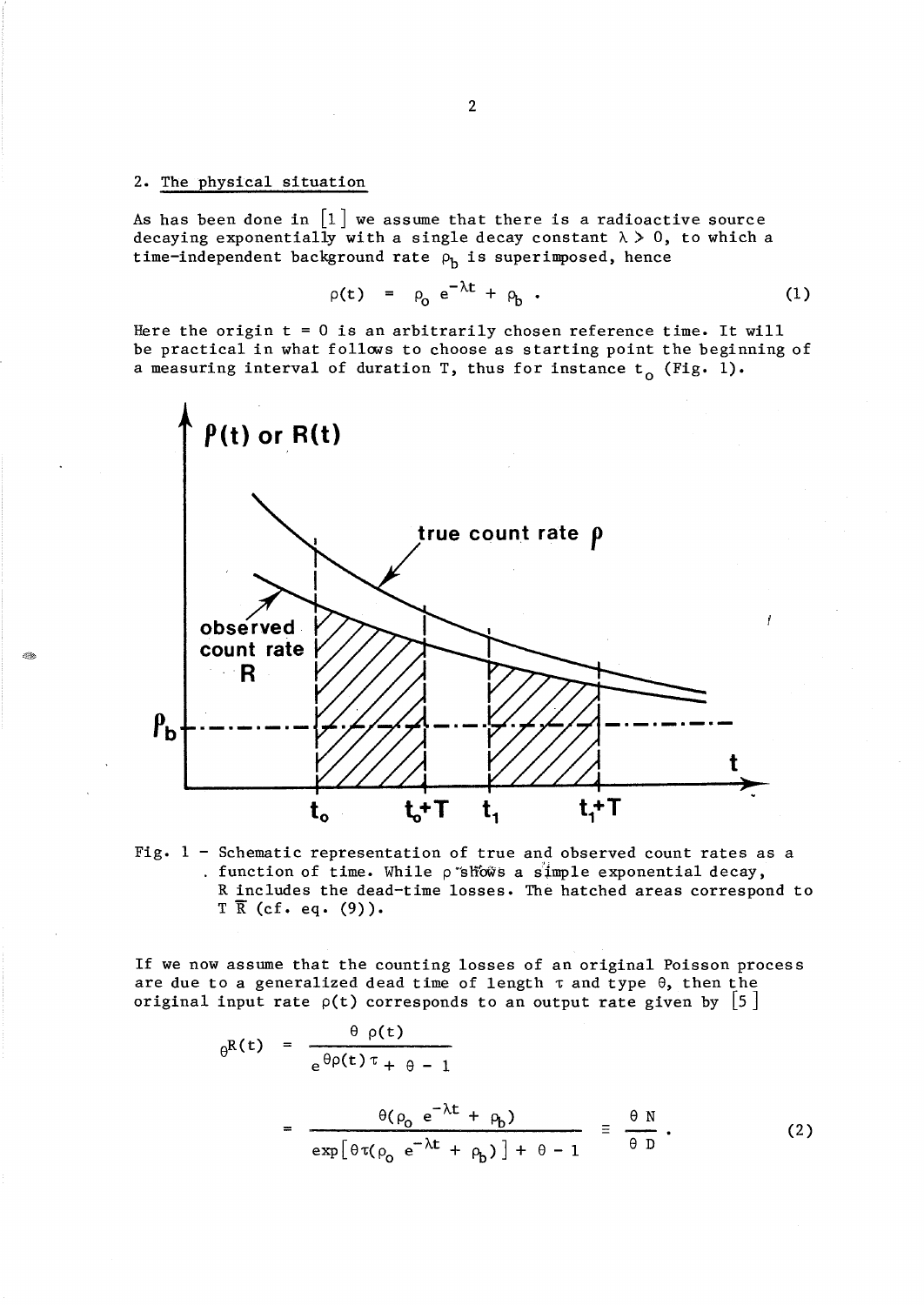## 2. The physical situation

As has been done in [1] we assume that there is a radioactive source decaying exponentially with a single decay constant $\lambda > 0$, to which a time-independent background rate $\rho_b$ is superimposed, hence

$$\rho(t) = \rho_o e^{-\lambda t} + \rho_b . \tag{1}$$

Here the origin $t = 0$ is an arbitrarily chosen reference time. It will be practical in what follows to choose as starting point the beginning of a measuring interval of duration T, thus for instance $t_o$ (Fig. 1).

Fig. 1 – Schematic representation of true and observed count rates as a function of time. While $\rho$ shows a simple exponential decay, R includes the dead-time losses. The hatched areas correspond to $T\,\bar{R}$ (cf. eq. (9)).

If we now assume that the counting losses of an original Poisson process are due to a generalized dead time of length $\tau$ and type $\theta$, then the original input rate $\rho(t)$ corresponds to an output rate given by [5]

$$
\begin{aligned}
{}_{\theta}R(t) &= \frac{\theta\,\rho(t)}{e^{\theta\rho(t)\tau} + \theta - 1} \\
&= \frac{\theta(\rho_o\, e^{-\lambda t} + \rho_b)}{\exp\left[\theta\tau(\rho_o\, e^{-\lambda t} + \rho_b)\right] + \theta - 1} \equiv \frac{{}_{\theta}N}{{}_{\theta}D} .
\end{aligned} \tag{2}
$$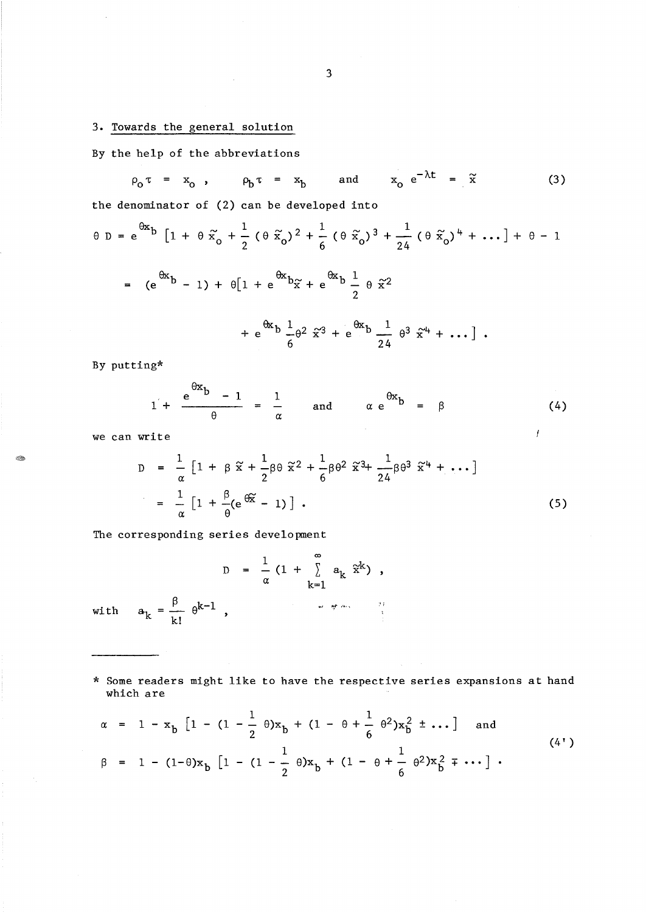## 3. Towards the general solution

By the help of the abbreviations

$$\rho_o \tau = x_o \,, \qquad \rho_b \tau = x_b \qquad \text{and} \qquad x_o\, e^{-\lambda t} = \tilde{x} \tag{3}$$

the denominator of (2) can be developed into

$$\theta D = e^{\theta x_b}\left[1 + \theta \tilde{x}_o + \frac{1}{2}(\theta \tilde{x}_o)^2 + \frac{1}{6}(\theta \tilde{x}_o)^3 + \frac{1}{24}(\theta \tilde{x}_o)^4 + \ldots\right] + \theta - 1$$

$$= (e^{\theta x_b} - 1) + \theta\left[1 + e^{\theta x_b}\tilde{x} + e^{\theta x_b}\frac{1}{2}\theta \tilde{x}^2\right.$$

$$\left. + e^{\theta x_b}\frac{1}{6}\theta^2 \tilde{x}^3 + e^{\theta x_b}\frac{1}{24}\theta^3 \tilde{x}^4 + \ldots\right] .$$

By putting*

$$1 + \frac{e^{\theta x_b} - 1}{\theta} = \frac{1}{\alpha} \qquad \text{and} \qquad \alpha\, e^{\theta x_b} = \beta \tag{4}$$

we can write

$$D = \frac{1}{\alpha}\left[1 + \beta \tilde{x} + \frac{1}{2}\beta\theta \tilde{x}^2 + \frac{1}{6}\beta\theta^2 \tilde{x}^3 + \frac{1}{24}\beta\theta^3 \tilde{x}^4 + \ldots\right]$$

$$= \frac{1}{\alpha}\left[1 + \frac{\beta}{\theta}(e^{\theta\tilde{x}} - 1)\right] . \tag{5}$$

The corresponding series development

$$D = \frac{1}{\alpha}\left(1 + \sum_{k=1}^{\infty} a_k\, \tilde{x}^k\right) ,$$

with $\quad a_k = \dfrac{\beta}{k!}\,\theta^{k-1}$ ,

---

\* Some readers might like to have the respective series expansions at hand which are

$$\alpha = 1 - x_b\left[1 - (1 - \frac{1}{2}\theta)x_b + (1 - \theta + \frac{1}{6}\theta^2)x_b^2 \pm \ldots\right] \quad \text{and}$$

$$\beta = 1 - (1-\theta)x_b\left[1 - (1 - \frac{1}{2}\theta)x_b + (1 - \theta + \frac{1}{6}\theta^2)x_b^2 \mp \ldots\right] . \tag{4'}$$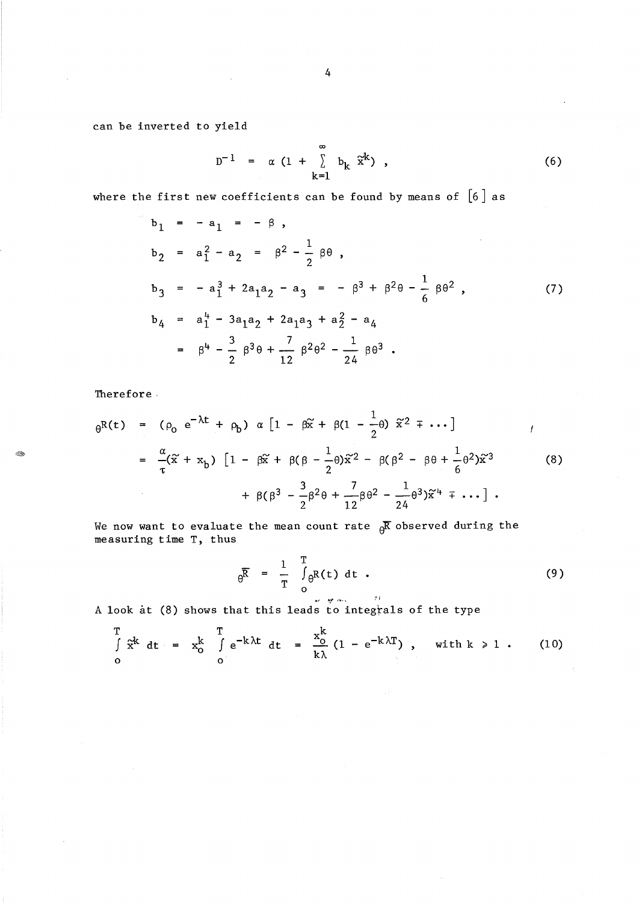can be inverted to yield

$$D^{-1} = \alpha \left(1 + \sum_{k=1}^{\infty} b_k \tilde{x}^k\right) , \tag{6}$$

where the first new coefficients can be found by means of [6] as

$$\begin{aligned}
b_1 &= -a_1 = -\beta , \\
b_2 &= a_1^2 - a_2 = \beta^2 - \frac{1}{2}\beta\theta , \\
b_3 &= -a_1^3 + 2a_1 a_2 - a_3 = -\beta^3 + \beta^2\theta - \frac{1}{6}\beta\theta^2 , \\
b_4 &= a_1^4 - 3a_1 a_2 + 2a_1 a_3 + a_2^2 - a_4 \\
&= \beta^4 - \frac{3}{2}\beta^3\theta + \frac{7}{12}\beta^2\theta^2 - \frac{1}{24}\beta\theta^3 .
\end{aligned} \tag{7}$$

Therefore

$$\begin{aligned}
{}_{\theta}R(t) &= (\rho_o\, e^{-\lambda t} + \rho_b)\, \alpha \left[1 - \beta\tilde{x} + \beta\left(1 - \frac{1}{2}\theta\right)\tilde{x}^2 \mp \ldots\right] \\
&= \frac{\alpha}{\tau}(\tilde{x} + x_b)\left[1 - \beta\tilde{x} + \beta\left(\beta - \frac{1}{2}\theta\right)\tilde{x}^2 - \beta\left(\beta^2 - \beta\theta + \frac{1}{6}\theta^2\right)\tilde{x}^3 \right. \\
&\qquad \left. + \beta\left(\beta^3 - \frac{3}{2}\beta^2\theta + \frac{7}{12}\beta\theta^2 - \frac{1}{24}\theta^3\right)\tilde{x}^4 \mp \ldots\right] .
\end{aligned} \tag{8}$$

We now want to evaluate the mean count rate ${}_{\theta}\bar{R}$ observed during the measuring time T, thus

$$ {}_{\theta}\bar{R} = \frac{1}{T}\int_0^T {}_{\theta}R(t)\, dt . \tag{9}$$

A look at (8) shows that this leads to integrals of the type

$$\int_0^T \tilde{x}^k\, dt = x_o^k \int_0^T e^{-k\lambda t}\, dt = \frac{x_o^k}{k\lambda}\left(1 - e^{-k\lambda T}\right) , \quad \text{with } k \geqslant 1 . \tag{10}$$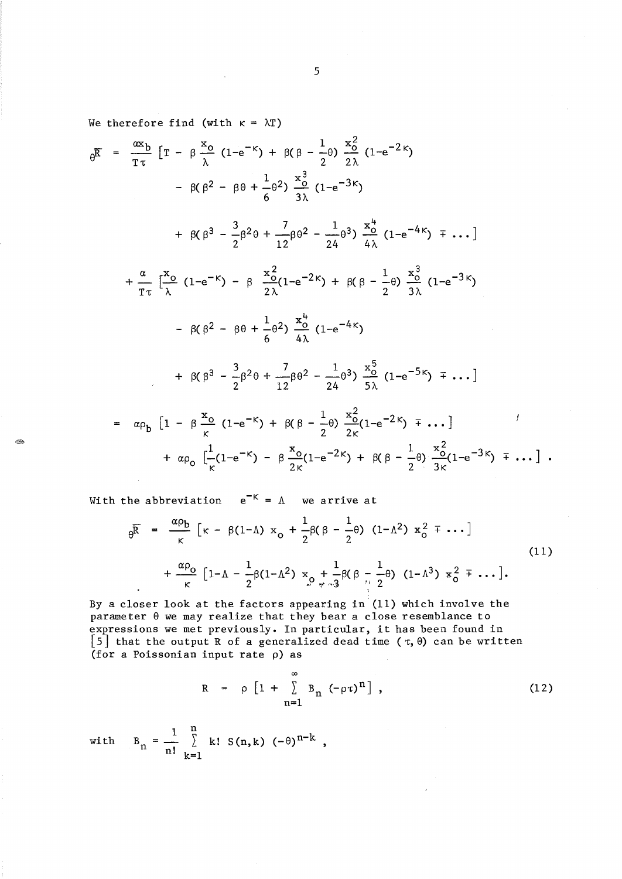We therefore find (with $\kappa = \lambda T$)

$$
\begin{aligned}
{}_\theta\bar{R} = \; & \frac{\alpha x_b}{T\tau} \Big[ T - \beta \frac{x_o}{\lambda} (1-e^{-\kappa}) + \beta(\beta - \frac{1}{2}\theta) \frac{x_o^2}{2\lambda} (1-e^{-2\kappa}) \\
& - \beta(\beta^2 - \beta\theta + \frac{1}{6}\theta^2) \frac{x_o^3}{3\lambda} (1-e^{-3\kappa}) \\
& + \beta(\beta^3 - \frac{3}{2}\beta^2\theta + \frac{7}{12}\beta\theta^2 - \frac{1}{24}\theta^3) \frac{x_o^4}{4\lambda} (1-e^{-4\kappa}) \mp \dots \Big] \\
& + \frac{\alpha}{T\tau} \Big[ \frac{x_o}{\lambda} (1-e^{-\kappa}) - \beta \frac{x_o^2}{2\lambda}(1-e^{-2\kappa}) + \beta(\beta - \frac{1}{2}\theta) \frac{x_o^3}{3\lambda} (1-e^{-3\kappa}) \\
& - \beta(\beta^2 - \beta\theta + \frac{1}{6}\theta^2) \frac{x_o^4}{4\lambda} (1-e^{-4\kappa}) \\
& + \beta(\beta^3 - \frac{3}{2}\beta^2\theta + \frac{7}{12}\beta\theta^2 - \frac{1}{24}\theta^3) \frac{x_o^5}{5\lambda} (1-e^{-5\kappa}) \mp \dots \Big] \\
= \; & \alpha\rho_b \Big[ 1 - \beta \frac{x_o}{\kappa} (1-e^{-\kappa}) + \beta(\beta - \frac{1}{2}\theta) \frac{x_o^2}{2\kappa}(1-e^{-2\kappa}) \mp \dots \Big] \\
& + \alpha\rho_o \Big[ \frac{1}{\kappa}(1-e^{-\kappa}) - \beta \frac{x_o}{2\kappa}(1-e^{-2\kappa}) + \beta(\beta - \frac{1}{2}\theta) \frac{x_o^2}{3\kappa}(1-e^{-3\kappa}) \mp \dots \Big] .
\end{aligned}
$$

With the abbreviation $e^{-\kappa} = \Lambda$ we arrive at

$$
\begin{aligned}
{}_\theta\bar{R} = \; & \frac{\alpha\rho_b}{\kappa} \Big[ \kappa - \beta(1-\Lambda)\, x_o + \frac{1}{2}\beta(\beta - \frac{1}{2}\theta)\, (1-\Lambda^2)\, x_o^2 \mp \dots \Big] \\
& + \frac{\alpha\rho_o}{\kappa} \Big[ 1-\Lambda - \frac{1}{2}\beta(1-\Lambda^2)\, x_o + \frac{1}{3}\beta(\beta - \frac{1}{2}\theta)\, (1-\Lambda^3)\, x_o^2 \mp \dots \Big].
\end{aligned}
\tag{11}
$$

By a closer look at the factors appearing in (11) which involve the parameter $\theta$ we may realize that they bear a close resemblance to expressions we met previously. In particular, it has been found in [5] that the output R of a generalized dead time ($\tau, \theta$) can be written (for a Poissonian input rate $\rho$) as

$$
R = \rho \left[ 1 + \sum_{n=1}^{\infty} B_n \, (-\rho\tau)^n \right] ,
\tag{12}
$$

with $\quad B_n = \dfrac{1}{n!} \displaystyle\sum_{k=1}^{n} k! \; S(n,k) \; (-\theta)^{n-k}$ ,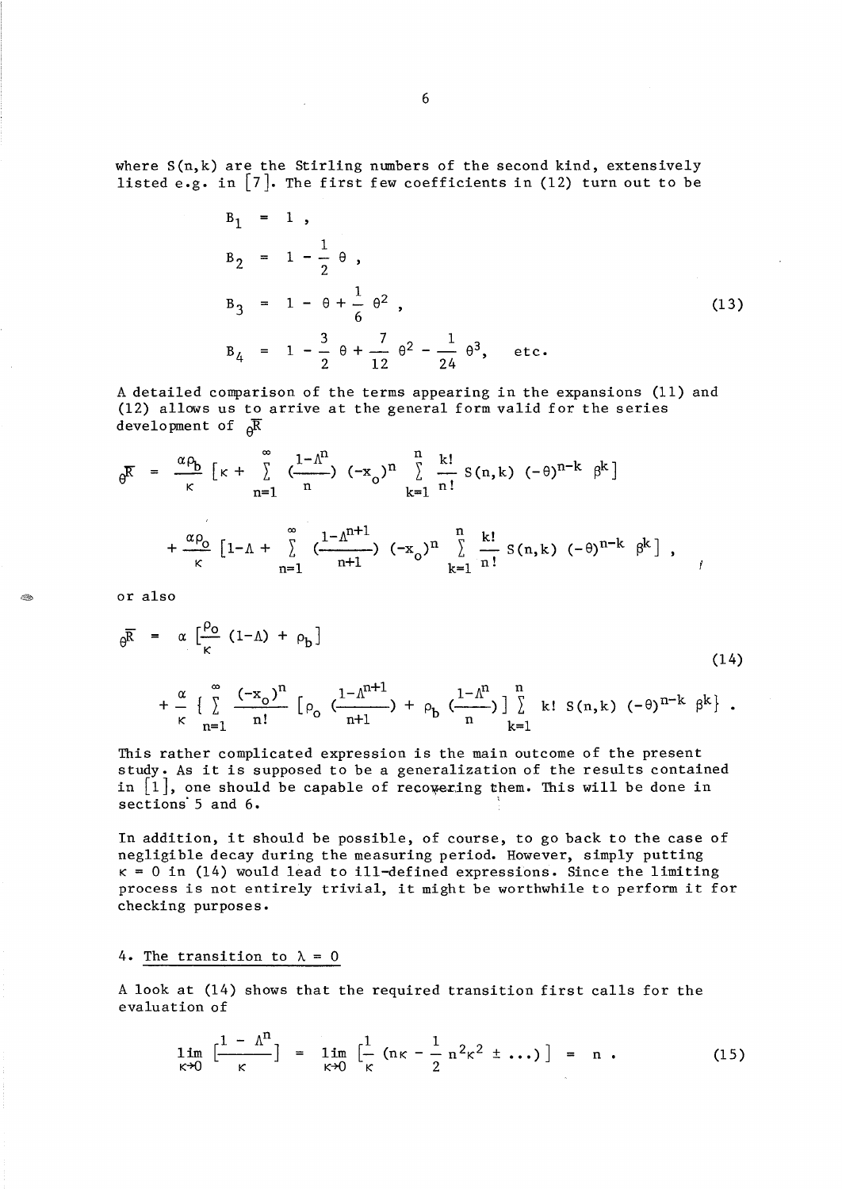where S(n,k) are the Stirling numbers of the second kind, extensively listed e.g. in [7]. The first few coefficients in (12) turn out to be

$$
\begin{aligned}
B_1 &= 1 , \\
B_2 &= 1 - \frac{1}{2}\,\theta , \\
B_3 &= 1 - \theta + \frac{1}{6}\,\theta^2 , \\
B_4 &= 1 - \frac{3}{2}\,\theta + \frac{7}{12}\,\theta^2 - \frac{1}{24}\,\theta^3, \quad \text{etc.}
\end{aligned}
\tag{13}
$$

A detailed comparison of the terms appearing in the expansions (11) and (12) allows us to arrive at the general form valid for the series development of ${}_{\theta}\overline{R}$

$$
{}_{\theta}\overline{R} = \frac{\alpha\rho_b}{\kappa}\left[\kappa + \sum_{n=1}^{\infty}\left(\frac{1-\Lambda^n}{n}\right)(-x_o)^n \sum_{k=1}^{n}\frac{k!}{n!}\,S(n,k)\,(-\theta)^{n-k}\,\beta^k\right]
$$

$$
+ \frac{\alpha\rho_o}{\kappa}\left[1-\Lambda + \sum_{n=1}^{\infty}\left(\frac{1-\Lambda^{n+1}}{n+1}\right)(-x_o)^n \sum_{k=1}^{n}\frac{k!}{n!}\,S(n,k)\,(-\theta)^{n-k}\,\beta^k\right] ,
$$

or also

$$
{}_{\theta}\overline{R} = \alpha\left[\frac{\rho_o}{\kappa}(1-\Lambda) + \rho_b\right]
$$

$$
+ \frac{\alpha}{\kappa}\left\{\sum_{n=1}^{\infty}\frac{(-x_o)^n}{n!}\left[\rho_o\left(\frac{1-\Lambda^{n+1}}{n+1}\right) + \rho_b\left(\frac{1-\Lambda^n}{n}\right)\right]\sum_{k=1}^{n} k!\,S(n,k)\,(-\theta)^{n-k}\,\beta^k\right\} .
\tag{14}
$$

This rather complicated expression is the main outcome of the present study. As it is supposed to be a generalization of the results contained in [1], one should be capable of recovering them. This will be done in sections 5 and 6.

In addition, it should be possible, of course, to go back to the case of negligible decay during the measuring period. However, simply putting $\kappa = 0$ in (14) would lead to ill-defined expressions. Since the limiting process is not entirely trivial, it might be worthwhile to perform it for checking purposes.

## 4. The transition to $\lambda = 0$

A look at (14) shows that the required transition first calls for the evaluation of

$$
\lim_{\kappa\to 0}\left[\frac{1-\Lambda^n}{\kappa}\right] = \lim_{\kappa\to 0}\left[\frac{1}{\kappa}\left(n\kappa - \frac{1}{2}\,n^2\kappa^2 \pm \ldots\right)\right] = n . \tag{15}
$$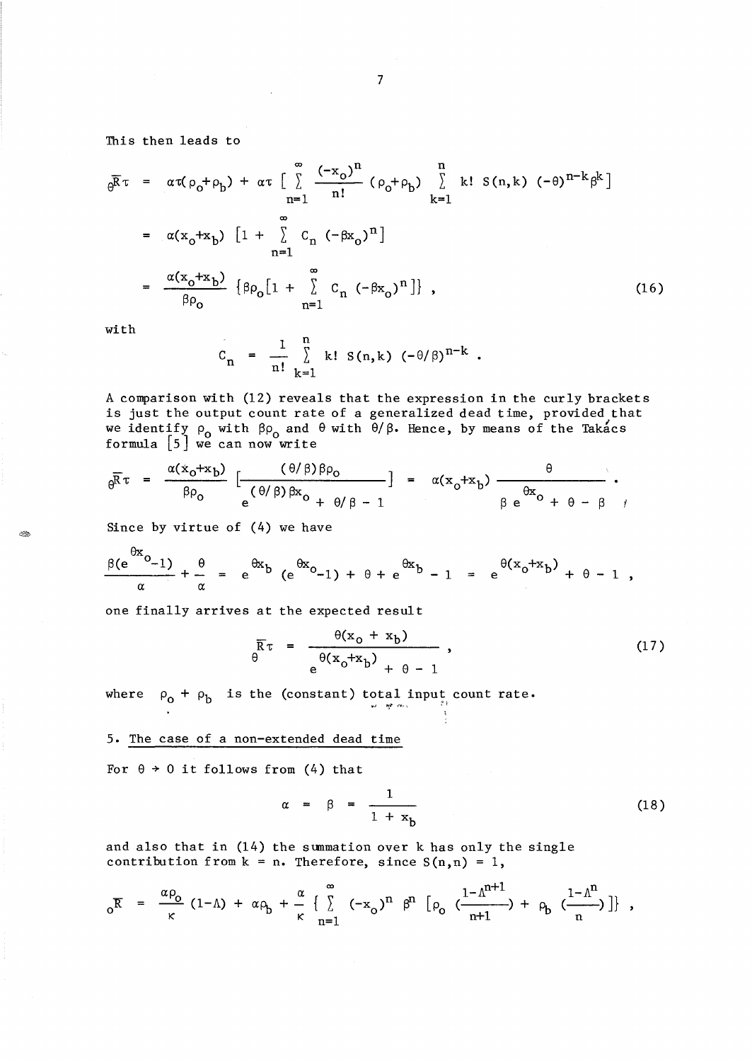This then leads to

$$
\begin{aligned}
{}_{\theta}\bar{R}\tau &= \alpha\tau(\rho_o+\rho_b) + \alpha\tau\left[\sum_{n=1}^{\infty} \frac{(-x_o)^n}{n!}(\rho_o+\rho_b)\sum_{k=1}^{n} k!\; S(n,k)\;(-\theta)^{n-k}\beta^k\right] \\
&= \alpha(x_o+x_b)\left[1 + \sum_{n=1}^{\infty} c_n\,(-\beta x_o)^n\right] \\
&= \frac{\alpha(x_o+x_b)}{\beta\rho_o}\left\{\beta\rho_o\left[1 + \sum_{n=1}^{\infty} c_n\,(-\beta x_o)^n\right]\right\}, \qquad (16)
\end{aligned}
$$

with

$$
c_n = \frac{1}{n!}\sum_{k=1}^{n} k!\; S(n,k)\;(-\theta/\beta)^{n-k}.
$$

A comparison with (12) reveals that the expression in the curly brackets is just the output count rate of a generalized dead time, provided that we identify $\rho_o$ with $\beta\rho_o$ and $\theta$ with $\theta/\beta$. Hence, by means of the Takács formula [5] we can now write

$$
{}_{\theta}\bar{R}\tau = \frac{\alpha(x_o+x_b)}{\beta\rho_o}\left[\frac{(\theta/\beta)\beta\rho_o}{e^{(\theta/\beta)\beta x_o} + \theta/\beta - 1}\right] = \alpha(x_o+x_b)\,\frac{\theta}{\beta\, e^{\theta x_o} + \theta - \beta}.
$$

Since by virtue of (4) we have

$$
\frac{\beta(e^{\theta x_o}-1)}{\alpha} + \frac{\theta}{\alpha} = e^{\theta x_b}(e^{\theta x_o}-1) + \theta + e^{\theta x_b} - 1 = e^{\theta(x_o+x_b)} + \theta - 1,
$$

one finally arrives at the expected result

$$
{}_{\theta}\bar{R}\tau = \frac{\theta(x_o+x_b)}{e^{\theta(x_o+x_b)} + \theta - 1}, \qquad (17)
$$

where $\rho_o + \rho_b$ is the (constant) total input count rate.

## 5. The case of a non-extended dead time

For $\theta \to 0$ it follows from (4) that

$$
\alpha = \beta = \frac{1}{1 + x_b} \qquad (18)
$$

and also that in (14) the summation over k has only the single contribution from $k = n$. Therefore, since $S(n,n) = 1$,

$$
{}_{o}\bar{R} = \frac{\alpha\rho_o}{\kappa}(1-\Lambda) + \alpha\rho_b + \frac{\alpha}{\kappa}\left\{\sum_{n=1}^{\infty}(-x_o)^n\,\beta^n\left[\rho_o\left(\frac{1-\Lambda^{n+1}}{n+1}\right) + \rho_b\left(\frac{1-\Lambda^n}{n}\right)\right]\right\},
$$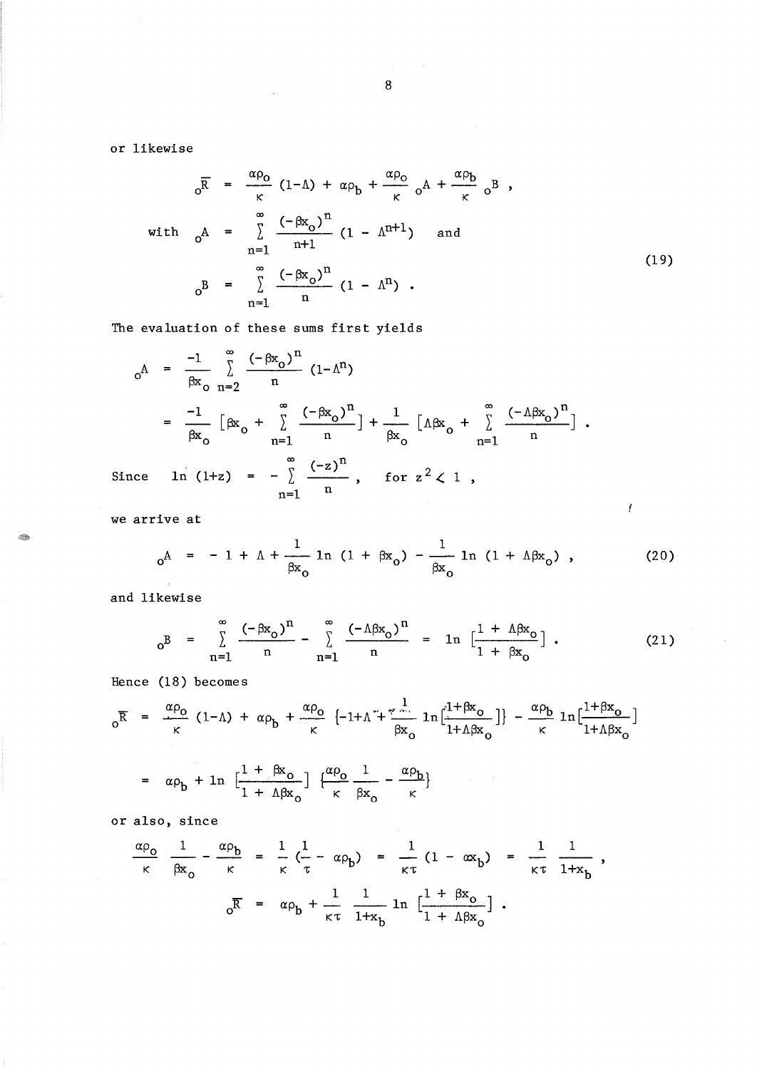or likewise

$$
{}_o\overline{R} = \frac{\alpha\rho_o}{\kappa}(1-\Lambda) + \alpha\rho_b + \frac{\alpha\rho_o}{\kappa}\,{}_oA + \frac{\alpha\rho_b}{\kappa}\,{}_oB \,,
$$

$$
\text{with} \quad {}_oA = \sum_{n=1}^{\infty} \frac{(-\beta x_o)^n}{n+1}(1-\Lambda^{n+1}) \quad \text{and}
$$

$$
{}_oB = \sum_{n=1}^{\infty} \frac{(-\beta x_o)^n}{n}(1-\Lambda^n) \,. \tag{19}
$$

The evaluation of these sums first yields

$$
{}_oA = \frac{-1}{\beta x_o} \sum_{n=2}^{\infty} \frac{(-\beta x_o)^n}{n}(1-\Lambda^n)
$$

$$
= \frac{-1}{\beta x_o}\left[\beta x_o + \sum_{n=1}^{\infty}\frac{(-\beta x_o)^n}{n}\right] + \frac{1}{\beta x_o}\left[\Lambda\beta x_o + \sum_{n=1}^{\infty}\frac{(-\Lambda\beta x_o)^n}{n}\right] .
$$

Since $\ln(1+z) = -\sum_{n=1}^{\infty} \frac{(-z)^n}{n}$, for $z^2 < 1$,

we arrive at

$$
{}_oA = -1 + \Lambda + \frac{1}{\beta x_o}\ln(1+\beta x_o) - \frac{1}{\beta x_o}\ln(1+\Lambda\beta x_o) \,, \tag{20}
$$

and likewise

$$
{}_oB = \sum_{n=1}^{\infty}\frac{(-\beta x_o)^n}{n} - \sum_{n=1}^{\infty}\frac{(-\Lambda\beta x_o)^n}{n} = \ln\left[\frac{1+\Lambda\beta x_o}{1+\beta x_o}\right] . \tag{21}
$$

Hence (18) becomes

$$
{}_o\overline{R} = \frac{\alpha\rho_o}{\kappa}(1-\Lambda) + \alpha\rho_b + \frac{\alpha\rho_o}{\kappa}\left\{-1+\Lambda + \frac{1}{\beta x_o}\ln\left[\frac{1+\beta x_o}{1+\Lambda\beta x_o}\right]\right\} - \frac{\alpha\rho_b}{\kappa}\ln\left[\frac{1+\beta x_o}{1+\Lambda\beta x_o}\right]
$$

$$
= \alpha\rho_b + \ln\left[\frac{1+\beta x_o}{1+\Lambda\beta x_o}\right]\left\{\frac{\alpha\rho_o}{\kappa}\frac{1}{\beta x_o} - \frac{\alpha\rho_b}{\kappa}\right\}
$$

or also, since

$$
\frac{\alpha\rho_o}{\kappa}\frac{1}{\beta x_o} - \frac{\alpha\rho_b}{\kappa} = \frac{1}{\kappa}\left(\frac{1}{\tau} - \alpha\rho_b\right) = \frac{1}{\kappa\tau}(1-\alpha x_b) = \frac{1}{\kappa\tau}\,\frac{1}{1+x_b} \,,
$$

$$
{}_o\overline{R} = \alpha\rho_b + \frac{1}{\kappa\tau}\,\frac{1}{1+x_b}\ln\left[\frac{1+\beta x_o}{1+\Lambda\beta x_o}\right] .
$$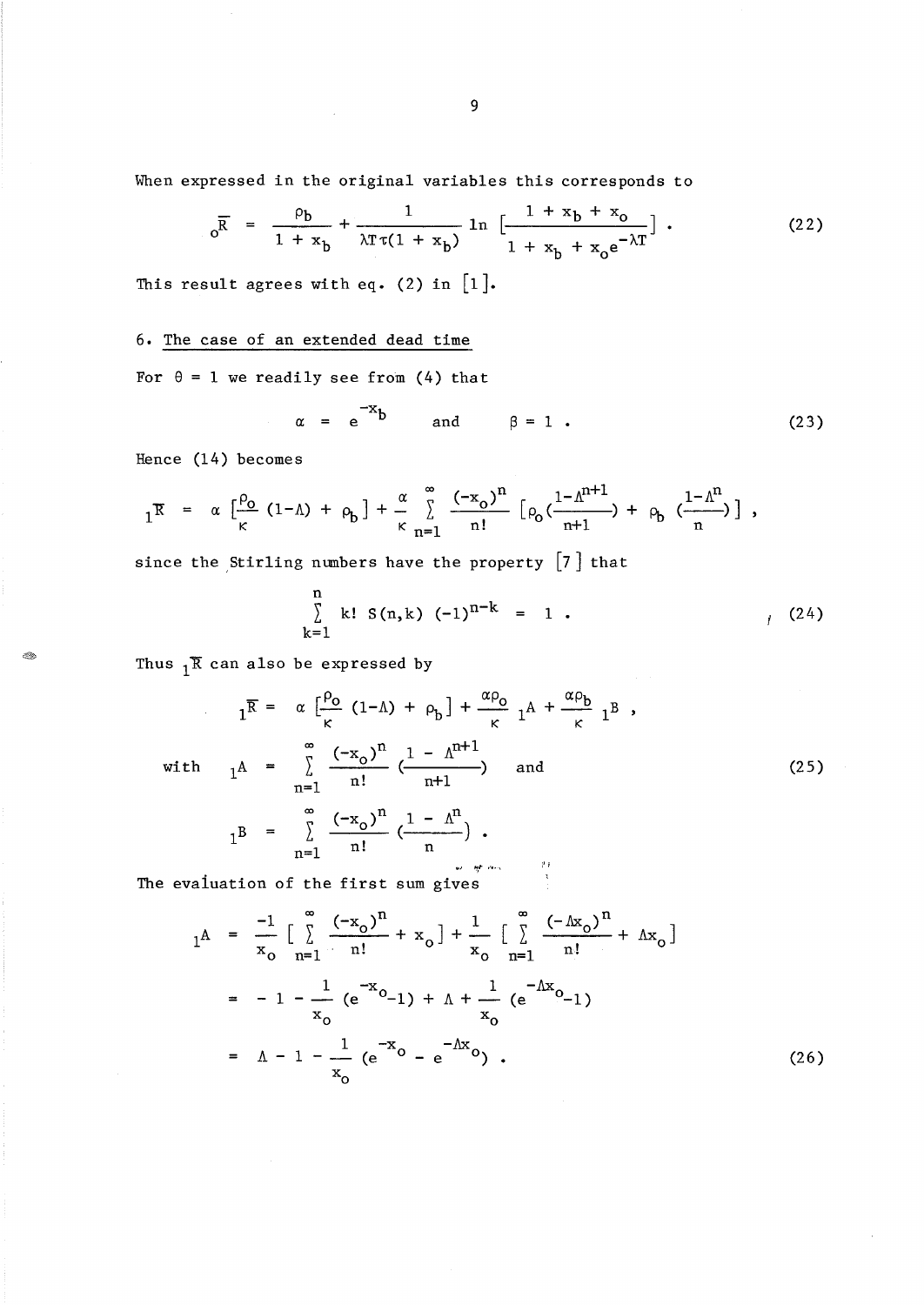When expressed in the original variables this corresponds to

$$
{}_{0}\overline{R} = \frac{\rho_b}{1 + x_b} + \frac{1}{\lambda T \tau (1 + x_b)} \ln \left[ \frac{1 + x_b + x_o}{1 + x_b + x_o e^{-\lambda T}} \right] . \tag{22}
$$

This result agrees with eq. (2) in [1].

## 6. The case of an extended dead time

For $\theta = 1$ we readily see from (4) that

$$
\alpha = e^{-x_b} \quad \text{and} \quad \beta = 1 . \tag{23}
$$

Hence (14) becomes

$$
{}_{1}\overline{R} = \alpha \left[ \frac{\rho_o}{\kappa} (1-\Lambda) + \rho_b \right] + \frac{\alpha}{\kappa} \sum_{n=1}^{\infty} \frac{(-x_o)^n}{n!} \left[ \rho_o \left( \frac{1-\Lambda^{n+1}}{n+1} \right) + \rho_b \left( \frac{1-\Lambda^n}{n} \right) \right] ,
$$

since the Stirling numbers have the property [7] that

$$
\sum_{k=1}^{n} k! \; S(n,k) \; (-1)^{n-k} = 1 . \tag{24}
$$

Thus ${}_{1}\overline{R}$ can also be expressed by

$$
\begin{aligned}
{}_{1}\overline{R} &= \alpha \left[ \frac{\rho_o}{\kappa} (1-\Lambda) + \rho_b \right] + \frac{\alpha \rho_o}{\kappa} \, {}_{1}A + \frac{\alpha \rho_b}{\kappa} \, {}_{1}B , \\
\text{with} \quad {}_{1}A &= \sum_{n=1}^{\infty} \frac{(-x_o)^n}{n!} \left( \frac{1 - \Lambda^{n+1}}{n+1} \right) \quad \text{and} \\
{}_{1}B &= \sum_{n=1}^{\infty} \frac{(-x_o)^n}{n!} \left( \frac{1 - \Lambda^n}{n} \right) .
\end{aligned} \tag{25}
$$

The evaluation of the first sum gives

$$
\begin{aligned}
{}_{1}A &= \frac{-1}{x_o} \left[ \sum_{n=1}^{\infty} \frac{(-x_o)^n}{n!} + x_o \right] + \frac{1}{x_o} \left[ \sum_{n=1}^{\infty} \frac{(-\Lambda x_o)^n}{n!} + \Lambda x_o \right] \\
&= -1 - \frac{1}{x_o} (e^{-x_o} - 1) + \Lambda + \frac{1}{x_o} (e^{-\Lambda x_o} - 1) \\
&= \Lambda - 1 - \frac{1}{x_o} (e^{-x_o} - e^{-\Lambda x_o}) .
\end{aligned} \tag{26}
$$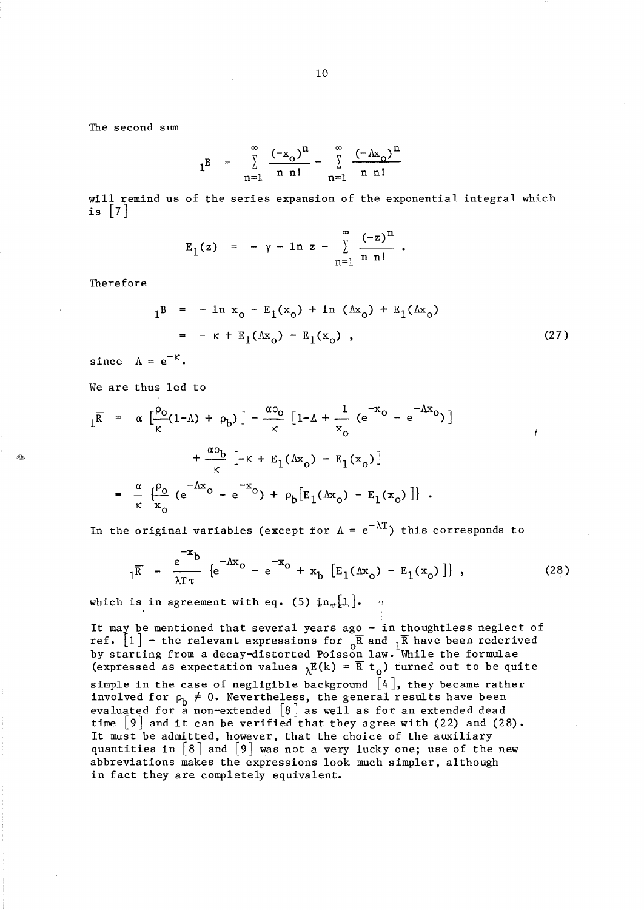The second sum

$$
{}_1B = \sum_{n=1}^{\infty} \frac{(-x_o)^n}{n\,n!} - \sum_{n=1}^{\infty} \frac{(-\Lambda x_o)^n}{n\,n!}
$$

will remind us of the series expansion of the exponential integral which is [7]

$$
E_1(z) = -\gamma - \ln z - \sum_{n=1}^{\infty} \frac{(-z)^n}{n\,n!} .
$$

Therefore

$$
\begin{aligned}
{}_1B &= -\ln x_o - E_1(x_o) + \ln(\Lambda x_o) + E_1(\Lambda x_o) \\
&= -\kappa + E_1(\Lambda x_o) - E_1(x_o) ,
\end{aligned}
\tag{27}
$$

since $\Lambda = e^{-\kappa}$.

We are thus led to

$$
\begin{aligned}
{}_1\overline{R} &= \alpha\left[\frac{\rho_o}{\kappa}(1-\Lambda) + \rho_b\right] - \frac{\alpha\rho_o}{\kappa}\left[1-\Lambda + \frac{1}{x_o}\left(e^{-x_o} - e^{-\Lambda x_o}\right)\right] \\
&\quad + \frac{\alpha\rho_b}{\kappa}\left[-\kappa + E_1(\Lambda x_o) - E_1(x_o)\right] \\
&= \frac{\alpha}{\kappa}\left\{\frac{\rho_o}{x_o}\left(e^{-\Lambda x_o} - e^{-x_o}\right) + \rho_b\left[E_1(\Lambda x_o) - E_1(x_o)\right]\right\} .
\end{aligned}
$$

In the original variables (except for $\Lambda = e^{-\lambda T}$) this corresponds to

$$
{}_1\overline{R} = \frac{e^{-x_b}}{\lambda T \tau}\left\{e^{-\Lambda x_o} - e^{-x_o} + x_b\left[E_1(\Lambda x_o) - E_1(x_o)\right]\right\} ,
\tag{28}
$$

which is in agreement with eq. (5) in [1].

It may be mentioned that several years ago – in thoughtless neglect of ref. [1] – the relevant expressions for ${}_o\overline{R}$ and ${}_1\overline{R}$ have been rederived by starting from a decay-distorted Poisson law. While the formulae (expressed as expectation values ${}_\lambda E(k) = \overline{R}\,t_o$) turned out to be quite simple in the case of negligible background [4], they became rather involved for $\rho_b \neq 0$. Nevertheless, the general results have been evaluated for a non-extended [8] as well as for an extended dead time [9] and it can be verified that they agree with (22) and (28). It must be admitted, however, that the choice of the auxiliary quantities in [8] and [9] was not a very lucky one; use of the new abbreviations makes the expressions look much simpler, although in fact they are completely equivalent.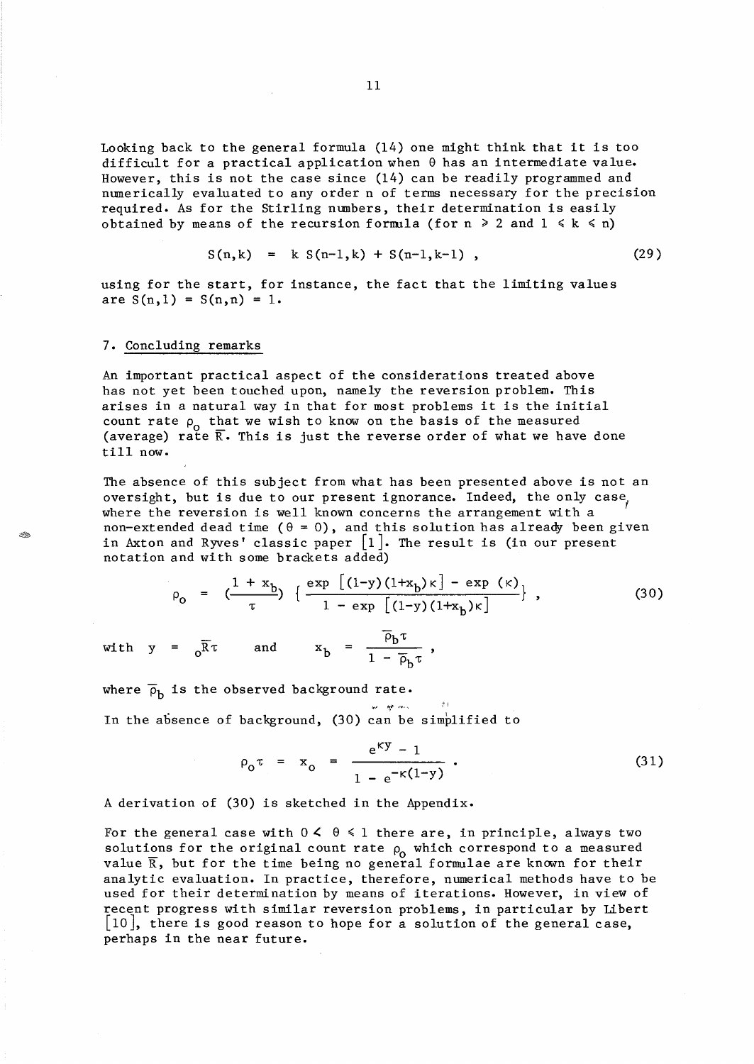Looking back to the general formula (14) one might think that it is too difficult for a practical application when $\theta$ has an intermediate value. However, this is not the case since (14) can be readily programmed and numerically evaluated to any order n of terms necessary for the precision required. As for the Stirling numbers, their determination is easily obtained by means of the recursion formula (for $n \geq 2$ and $1 \leq k \leq n$)

$$S(n,k) = k\, S(n-1,k) + S(n-1,k-1) \,, \tag{29}$$

using for the start, for instance, the fact that the limiting values are $S(n,1) = S(n,n) = 1$.

## 7. Concluding remarks

An important practical aspect of the considerations treated above has not yet been touched upon, namely the reversion problem. This arises in a natural way in that for most problems it is the initial count rate $\rho_o$ that we wish to know on the basis of the measured (average) rate $\overline{R}$. This is just the reverse order of what we have done till now.

The absence of this subject from what has been presented above is not an oversight, but is due to our present ignorance. Indeed, the only case, where the reversion is well known concerns the arrangement with a non-extended dead time ($\theta = 0$), and this solution has already been given in Axton and Ryves' classic paper [1]. The result is (in our present notation and with some brackets added)

$$\rho_o = \left(\frac{1 + x_b}{\tau}\right) \left\{ \frac{\exp\left[(1-y)(1+x_b)\kappa\right] - \exp(\kappa)}{1 - \exp\left[(1-y)(1+x_b)\kappa\right]} \right\} , \tag{30}$$

with $y = {}_o\overline{R}\tau$ and $x_b = \dfrac{\overline{\rho}_b\tau}{1 - \overline{\rho}_b\tau}$ ,

where $\overline{\rho}_b$ is the observed background rate.

In the absence of background, (30) can be simplified to

$$\rho_o\tau = x_o = \frac{e^{\kappa y} - 1}{1 - e^{-\kappa(1-y)}} \,. \tag{31}$$

A derivation of (30) is sketched in the Appendix.

For the general case with $0 < \theta \leq 1$ there are, in principle, always two solutions for the original count rate $\rho_o$ which correspond to a measured value $\overline{R}$, but for the time being no general formulae are known for their analytic evaluation. In practice, therefore, numerical methods have to be used for their determination by means of iterations. However, in view of recent progress with similar reversion problems, in particular by Libert [10], there is good reason to hope for a solution of the general case, perhaps in the near future.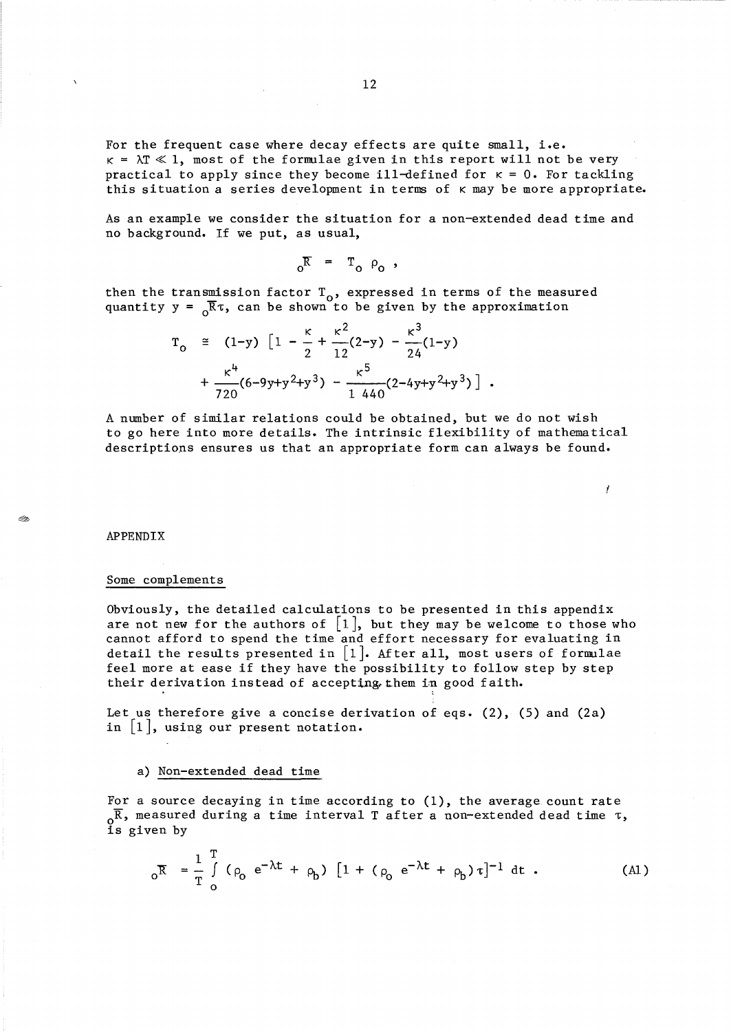For the frequent case where decay effects are quite small, i.e. $\kappa = \lambda T \ll 1$, most of the formulae given in this report will not be very practical to apply since they become ill-defined for $\kappa = 0$. For tackling this situation a series development in terms of $\kappa$ may be more appropriate.

As an example we consider the situation for a non-extended dead time and no background. If we put, as usual,

$$ {}_o\overline{R} = T_o \, \rho_o \; , $$

then the transmission factor $T_o$, expressed in terms of the measured quantity $y = {}_o\overline{R}\tau$, can be shown to be given by the approximation

$$ T_o \cong (1-y) \left[ 1 - \frac{\kappa}{2} + \frac{\kappa^2}{12}(2-y) - \frac{\kappa^3}{24}(1-y) + \frac{\kappa^4}{720}(6-9y+y^2+y^3) - \frac{\kappa^5}{1\,440}(2-4y+y^2+y^3) \right] . $$

A number of similar relations could be obtained, but we do not wish to go here into more details. The intrinsic flexibility of mathematical descriptions ensures us that an appropriate form can always be found.

## APPENDIX

### Some complements

Obviously, the detailed calculations to be presented in this appendix are not new for the authors of [1], but they may be welcome to those who cannot afford to spend the time and effort necessary for evaluating in detail the results presented in [1]. After all, most users of formulae feel more at ease if they have the possibility to follow step by step their derivation instead of accepting them in good faith.

Let us therefore give a concise derivation of eqs. (2), (5) and (2a) in [1], using our present notation.

#### a) Non-extended dead time

For a source decaying in time according to (1), the average count rate ${}_o\overline{R}$, measured during a time interval T after a non-extended dead time $\tau$, is given by

$$ {}_o\overline{R} = \frac{1}{T} \int_o^T (\rho_o \, e^{-\lambda t} + \rho_b) \left[ 1 + (\rho_o \, e^{-\lambda t} + \rho_b)\tau \right]^{-1} dt \; . \qquad \text{(A1)} $$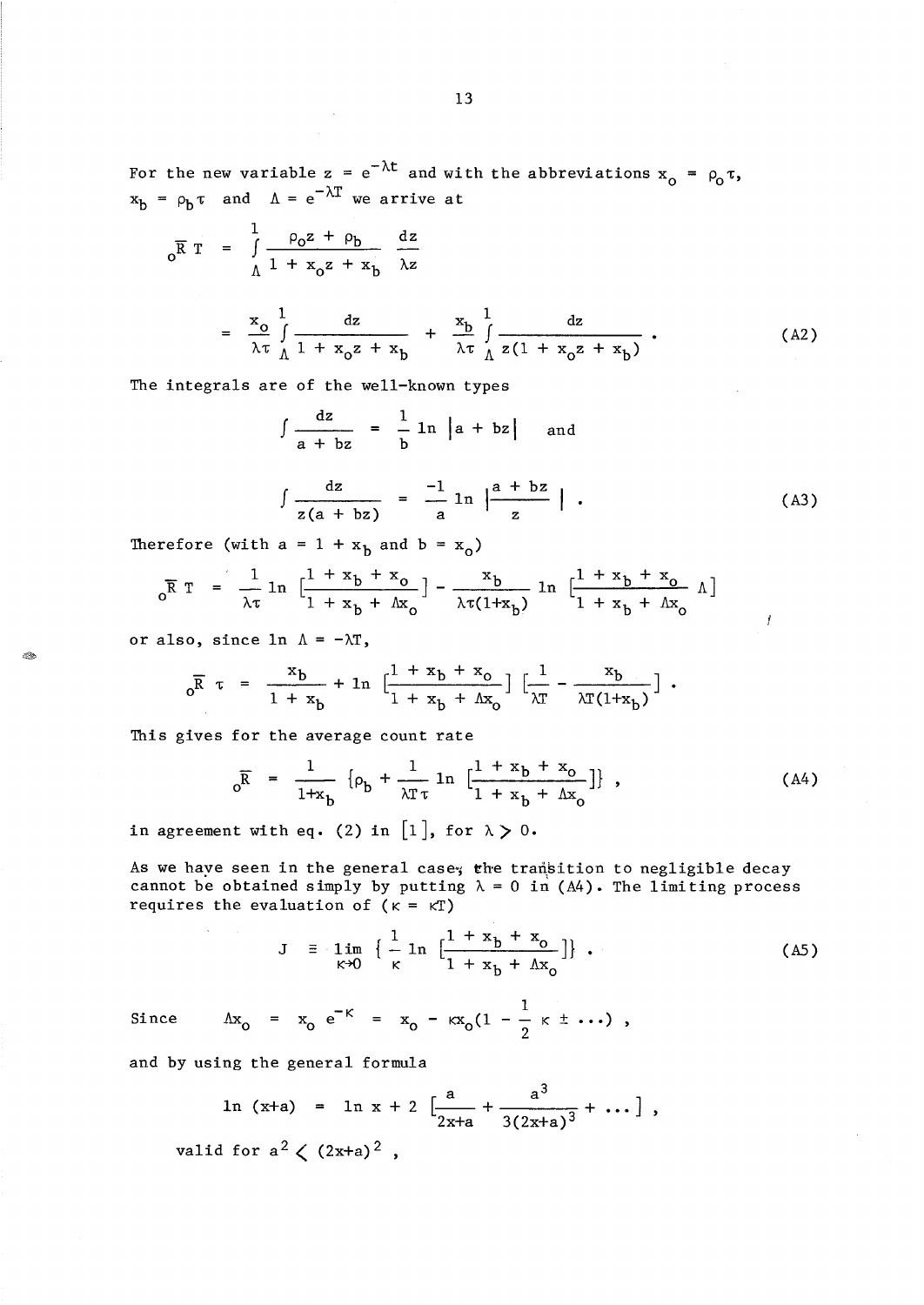For the new variable $z = e^{-\lambda t}$ and with the abbreviations $x_o = \rho_o \tau$, $x_b = \rho_b \tau$ and $\Lambda = e^{-\lambda T}$ we arrive at

$$
{}_o\bar{R}\,T = \int_\Lambda^1 \frac{\rho_o z + \rho_b}{1 + x_o z + x_b} \frac{dz}{\lambda z}
$$

$$
= \frac{x_o}{\lambda\tau} \int_\Lambda^1 \frac{dz}{1 + x_o z + x_b} + \frac{x_b}{\lambda\tau} \int_\Lambda^1 \frac{dz}{z(1 + x_o z + x_b)} . \tag{A2}
$$

The integrals are of the well-known types

$$
\int \frac{dz}{a + bz} = \frac{1}{b} \ln |a + bz| \quad \text{and}
$$

$$
\int \frac{dz}{z(a + bz)} = \frac{-1}{a} \ln \left|\frac{a + bz}{z}\right| . \tag{A3}
$$

Therefore (with $a = 1 + x_b$ and $b = x_o$)

$$
{}_o\bar{R}\,T = \frac{1}{\lambda\tau} \ln \left[\frac{1 + x_b + x_o}{1 + x_b + \Lambda x_o}\right] - \frac{x_b}{\lambda\tau(1+x_b)} \ln \left[\frac{1 + x_b + x_o}{1 + x_b + \Lambda x_o}\,\Lambda\right]
$$

or also, since $\ln \Lambda = -\lambda T$,

$$
{}_o\bar{R}\,\tau = \frac{x_b}{1 + x_b} + \ln \left[\frac{1 + x_b + x_o}{1 + x_b + \Lambda x_o}\right] \left[\frac{1}{\lambda T} - \frac{x_b}{\lambda T(1+x_b)}\right] .
$$

This gives for the average count rate

$$
{}_o\bar{R} = \frac{1}{1+x_b} \left\{\rho_b + \frac{1}{\lambda T \tau} \ln \left[\frac{1 + x_b + x_o}{1 + x_b + \Lambda x_o}\right]\right\} , \tag{A4}
$$

in agreement with eq. (2) in [1], for $\lambda > 0$.

As we have seen in the general case, the transition to negligible decay cannot be obtained simply by putting $\lambda = 0$ in (A4). The limiting process requires the evaluation of ($\kappa = \lambda T$)

$$
J \equiv \lim_{\kappa \to 0} \left\{\frac{1}{\kappa} \ln \left[\frac{1 + x_b + x_o}{1 + x_b + \Lambda x_o}\right]\right\} . \tag{A5}
$$

Since $\quad \Lambda x_o = x_o\, e^{-\kappa} = x_o - \kappa x_o (1 - \frac{1}{2}\kappa \pm \ldots)$ ,

and by using the general formula

$$
\ln (x+a) = \ln x + 2 \left[\frac{a}{2x+a} + \frac{a^3}{3(2x+a)^3} + \ldots\right] ,
$$

valid for $a^2 < (2x+a)^2$ ,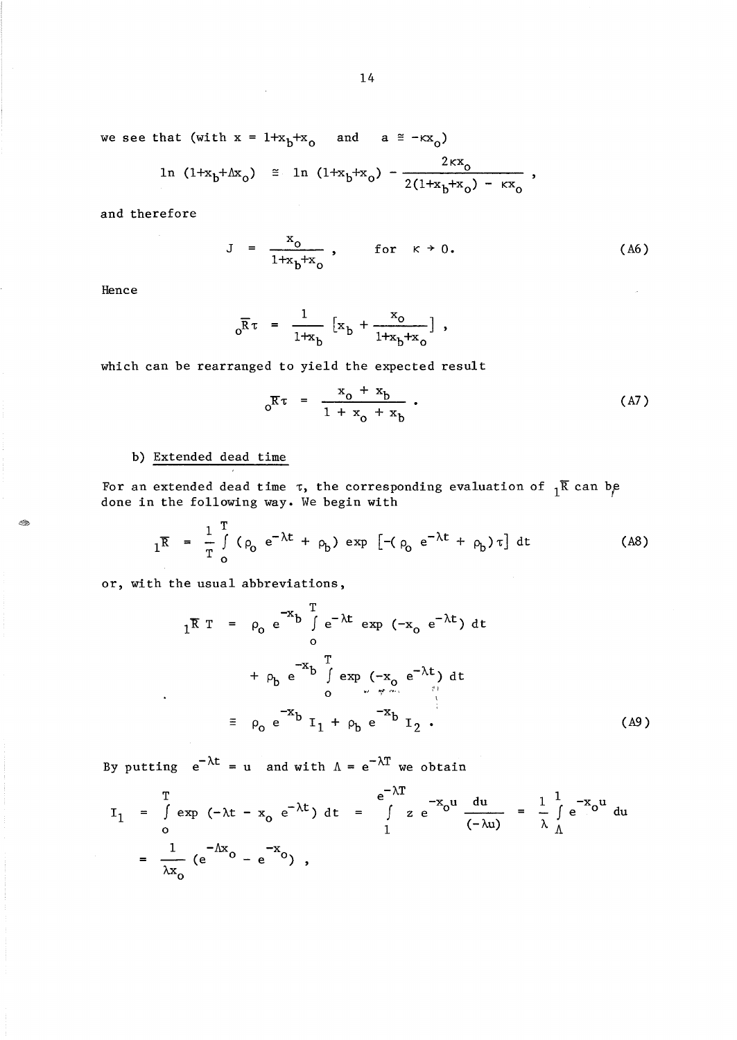we see that (with $x = 1+x_b+x_o$ and $a \cong -\kappa x_o$)

$$\ln\,(1+x_b+\Lambda x_o) \;\;\cong\;\; \ln\,(1+x_b+x_o) - \frac{2\kappa x_o}{2(1+x_b+x_o) - \kappa x_o} \;,$$

and therefore

$$J = \frac{x_o}{1+x_b+x_o} \;, \qquad \text{for} \;\; \kappa \to 0. \tag{A6}$$

Hence

$${}_o\overline{R}\tau = \frac{1}{1+x_b}\,\left[x_b + \frac{x_o}{1+x_b+x_o}\right] ,$$

which can be rearranged to yield the expected result

$${}_o\overline{R}\tau = \frac{x_o + x_b}{1 + x_o + x_b} \;. \tag{A7}$$

b) Extended dead time

For an extended dead time $\tau$, the corresponding evaluation of ${}_1\overline{R}$ can be done in the following way. We begin with

$${}_1\overline{R} = \frac{1}{T}\int_o^T (\rho_o\, e^{-\lambda t} + \rho_b)\, \exp\,\left[-(\rho_o\, e^{-\lambda t} + \rho_b)\tau\right]\, dt \tag{A8}$$

or, with the usual abbreviations,

$$\begin{aligned}
{}_1\overline{R}\; T \;&=\; \rho_o\, e^{-x_b} \int_o^T e^{-\lambda t}\, \exp\,(-x_o\, e^{-\lambda t})\, dt \\
&\quad + \rho_b\, e^{-x_b} \int_o^T \exp\,(-x_o\, e^{-\lambda t})\, dt \\
&\equiv\; \rho_o\, e^{-x_b}\, I_1 + \rho_b\, e^{-x_b}\, I_2 \;.
\end{aligned} \tag{A9}$$

By putting $e^{-\lambda t} = u$ and with $\Lambda = e^{-\lambda T}$ we obtain

$$\begin{aligned}
I_1 \;&=\; \int_o^T \exp\,(-\lambda t - x_o\, e^{-\lambda t})\, dt \;=\; \int_1^{e^{-\lambda T}} z\, e^{-x_o u}\, \frac{du}{(-\lambda u)} \;=\; \frac{1}{\lambda}\int_\Lambda^1 e^{-x_o u}\, du \\
&=\; \frac{1}{\lambda x_o}\,(e^{-\Lambda x_o} - e^{-x_o}) \;,
\end{aligned}$$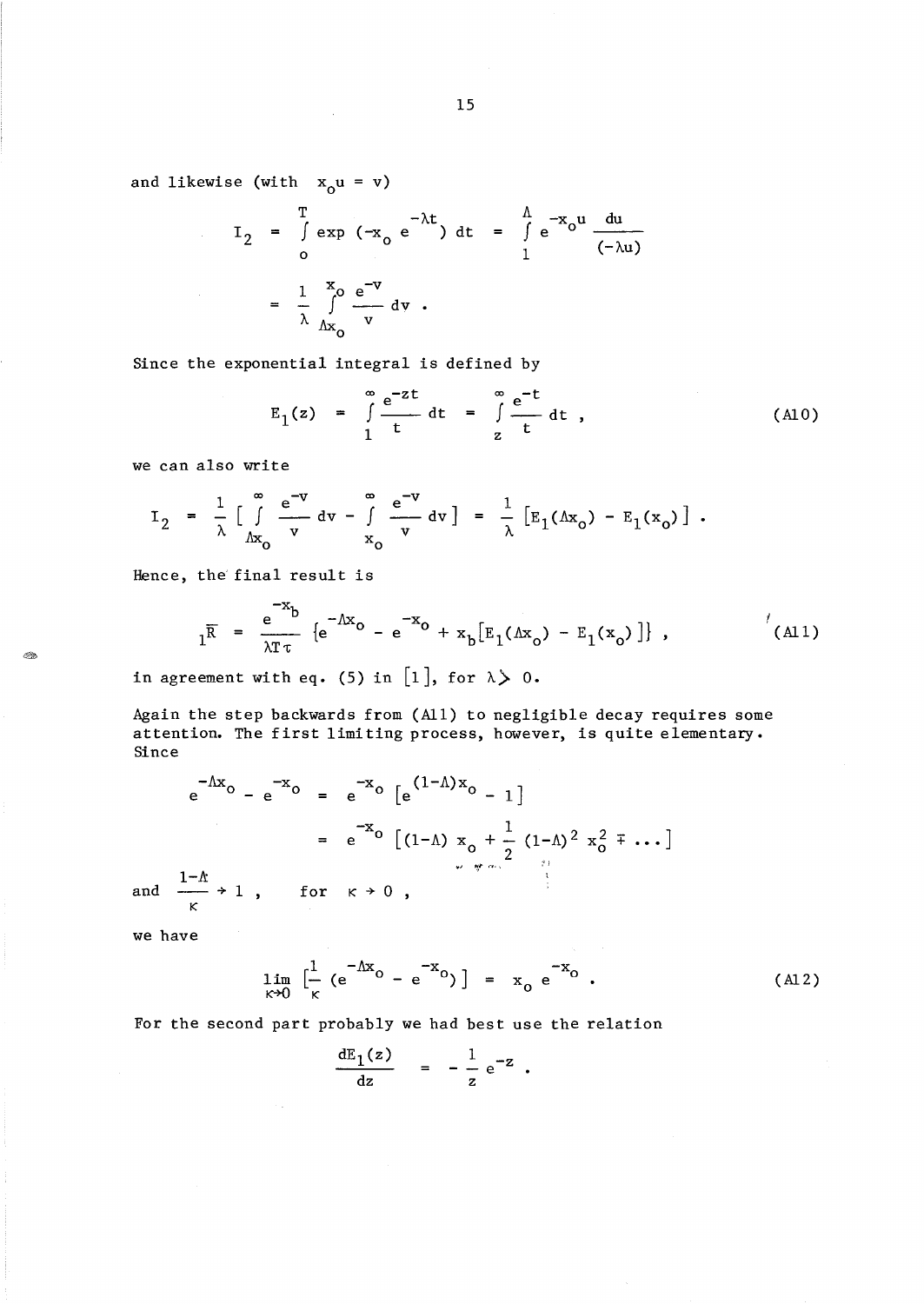and likewise (with $x_o u = v$)

$$I_2 = \int_o^T \exp(-x_o e^{-\lambda t})\, dt = \int_1^\Lambda e^{-x_o u} \frac{du}{(-\lambda u)}$$

$$= \frac{1}{\lambda} \int_{\Lambda x_o}^{x_o} \frac{e^{-v}}{v}\, dv \; .$$

Since the exponential integral is defined by

$$E_1(z) = \int_1^\infty \frac{e^{-zt}}{t}\, dt = \int_z^\infty \frac{e^{-t}}{t}\, dt \; , \tag{A10}$$

we can also write

$$I_2 = \frac{1}{\lambda} \left[ \int_{\Lambda x_o}^\infty \frac{e^{-v}}{v}\, dv - \int_{x_o}^\infty \frac{e^{-v}}{v}\, dv \right] = \frac{1}{\lambda} \left[ E_1(\Lambda x_o) - E_1(x_o) \right] \; .$$

Hence, the final result is

$${}_1\bar{R} = \frac{e^{-x_b}}{\lambda T \tau} \left\{ e^{-\Lambda x_o} - e^{-x_o} + x_b \left[ E_1(\Lambda x_o) - E_1(x_o) \right] \right\} \; , \tag{A11}$$

in agreement with eq. (5) in [1], for $\lambda > 0$.

Again the step backwards from (A11) to negligible decay requires some attention. The first limiting process, however, is quite elementary. Since

$$e^{-\Lambda x_o} - e^{-x_o} = e^{-x_o} \left[ e^{(1-\Lambda) x_o} - 1 \right]$$

$$= e^{-x_o} \left[ (1-\Lambda)\, x_o + \frac{1}{2} (1-\Lambda)^2\, x_o^2 \mp \ldots \right]$$

and $\dfrac{1-\Lambda}{\kappa} \to 1$, for $\kappa \to 0$,

we have

$$\lim_{\kappa \to 0} \left[ \frac{1}{\kappa} \left( e^{-\Lambda x_o} - e^{-x_o} \right) \right] = x_o\, e^{-x_o} \; . \tag{A12}$$

For the second part probably we had best use the relation

$$\frac{dE_1(z)}{dz} = -\frac{1}{z} e^{-z} \; .$$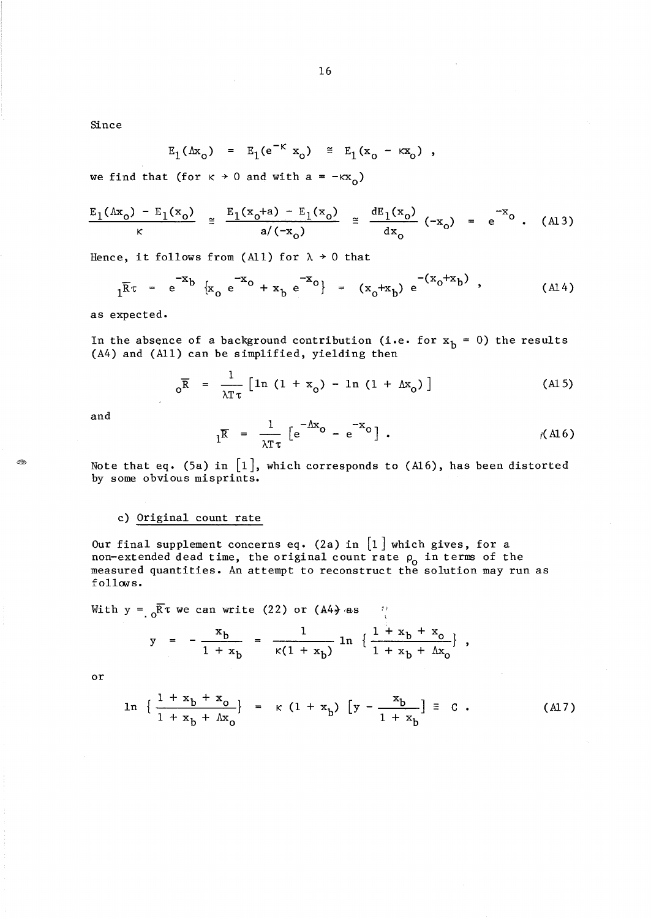Since

$$E_1(\Lambda x_o) = E_1(e^{-\kappa} x_o) \cong E_1(x_o - \kappa x_o) ,$$

we find that (for $\kappa \to 0$ and with $a = -\kappa x_o$)

$$\frac{E_1(\Lambda x_o) - E_1(x_o)}{\kappa} \cong \frac{E_1(x_o+a) - E_1(x_o)}{a/(-x_o)} \cong \frac{dE_1(x_o)}{dx_o}(-x_o) = e^{-x_o} . \quad \text{(A13)}$$

Hence, it follows from (A11) for $\lambda \to 0$ that

$${}_1\overline{R}\tau = e^{-x_b} \{x_o e^{-x_o} + x_b e^{-x_o}\} = (x_o+x_b) e^{-(x_o+x_b)} , \quad \text{(A14)}$$

as expected.

In the absence of a background contribution (i.e. for $x_b = 0$) the results (A4) and (A11) can be simplified, yielding then

$${}_o\overline{R} = \frac{1}{\lambda T \tau} [\ln(1 + x_o) - \ln(1 + \Lambda x_o)] \quad \text{(A15)}$$

and

$${}_1\overline{R} = \frac{1}{\lambda T \tau} [e^{-\Lambda x_o} - e^{-x_o}] . \quad \text{(A16)}$$

Note that eq. (5a) in [1], which corresponds to (A16), has been distorted by some obvious misprints.

### c) Original count rate

Our final supplement concerns eq. (2a) in [1] which gives, for a non-extended dead time, the original count rate $\rho_o$ in terms of the measured quantities. An attempt to reconstruct the solution may run as follows.

With $y = {}_o\overline{R}\tau$ we can write (22) or (A4) as

$$y - \frac{x_b}{1 + x_b} = \frac{1}{\kappa(1 + x_b)} \ln \left\{\frac{1 + x_b + x_o}{1 + x_b + \Lambda x_o}\right\} ,$$

or

$$\ln \left\{\frac{1 + x_b + x_o}{1 + x_b + \Lambda x_o}\right\} = \kappa (1 + x_b) \left[y - \frac{x_b}{1 + x_b}\right] \equiv C . \quad \text{(A17)}$$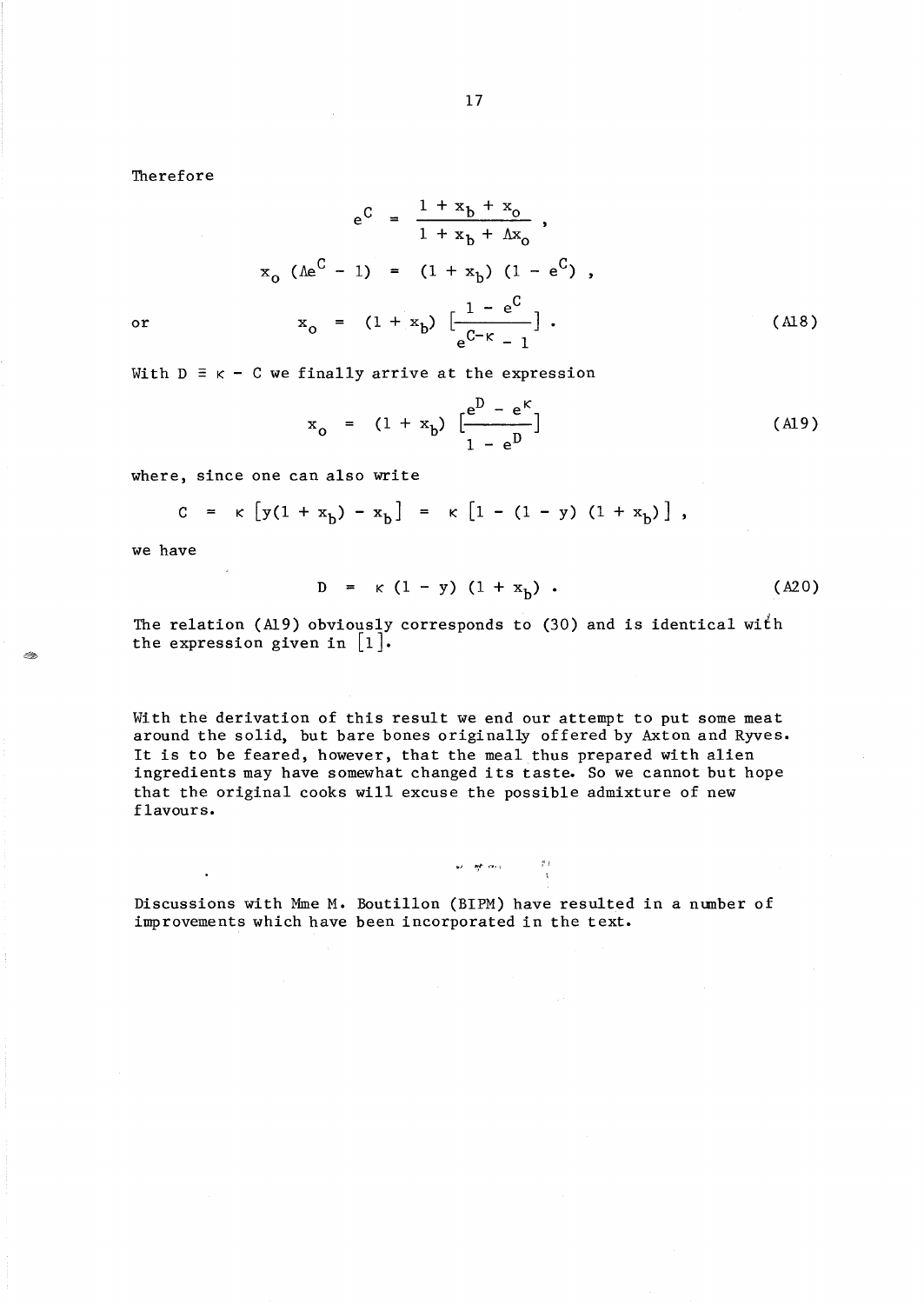Therefore

$$e^{C} = \frac{1 + x_b + x_o}{1 + x_b + \Lambda x_o} ,$$

$$x_o \,(\Lambda e^{C} - 1) = (1 + x_b)\,(1 - e^{C}) ,$$

or

$$x_o = (1 + x_b)\,\left[\frac{1 - e^{C}}{e^{C-\kappa} - 1}\right] . \tag{A18}$$

With $D \equiv \kappa - C$ we finally arrive at the expression

$$x_o = (1 + x_b)\,\left[\frac{e^{D} - e^{\kappa}}{1 - e^{D}}\right] \tag{A19}$$

where, since one can also write

$$C = \kappa\,[y(1 + x_b) - x_b] = \kappa\,[1 - (1 - y)\,(1 + x_b)] ,$$

we have

$$D = \kappa\,(1 - y)\,(1 + x_b) . \tag{A20}$$

The relation (A19) obviously corresponds to (30) and is identical with the expression given in [1].

With the derivation of this result we end our attempt to put some meat around the solid, but bare bones originally offered by Axton and Ryves. It is to be feared, however, that the meal thus prepared with alien ingredients may have somewhat changed its taste. So we cannot but hope that the original cooks will excuse the possible admixture of new flavours.

Discussions with Mme M. Boutillon (BIPM) have resulted in a number of improvements which have been incorporated in the text.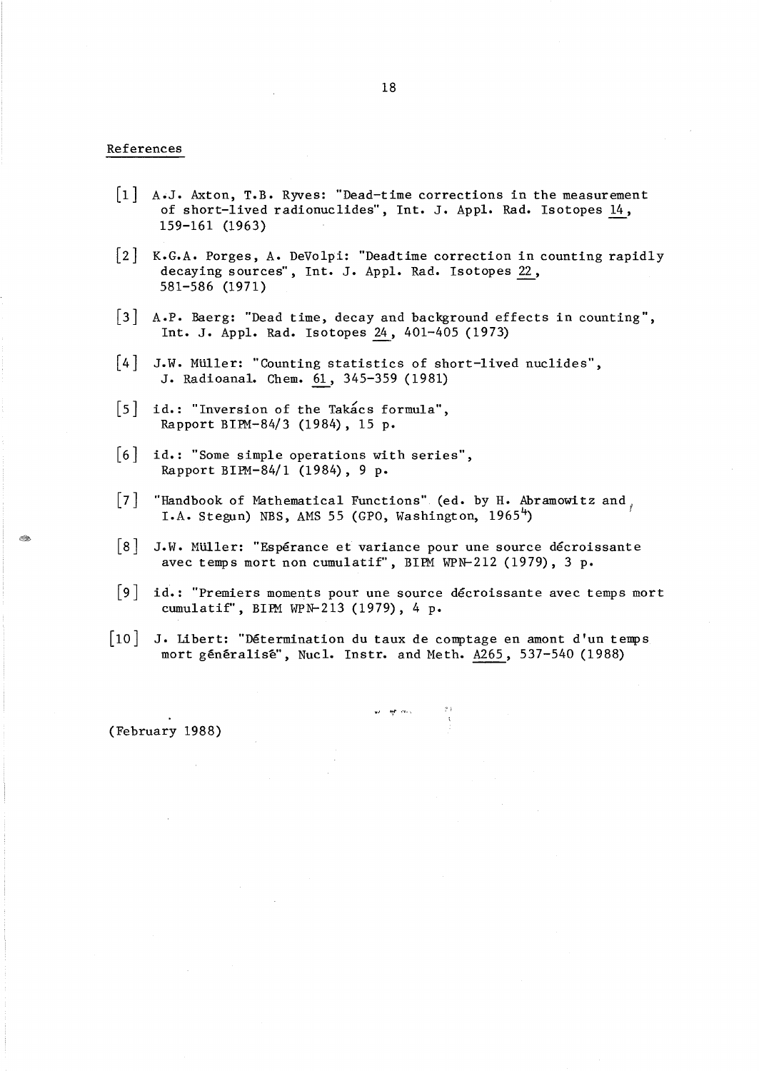## References

[1] A.J. Axton, T.B. Ryves: "Dead-time corrections in the measurement of short-lived radionuclides", Int. J. Appl. Rad. Isotopes 14, 159-161 (1963)

[2] K.G.A. Porges, A. DeVolpi: "Deadtime correction in counting rapidly decaying sources", Int. J. Appl. Rad. Isotopes 22, 581-586 (1971)

[3] A.P. Baerg: "Dead time, decay and background effects in counting", Int. J. Appl. Rad. Isotopes 24, 401-405 (1973)

[4] J.W. Müller: "Counting statistics of short-lived nuclides", J. Radioanal. Chem. 61, 345-359 (1981)

[5] id.: "Inversion of the Takács formula", Rapport BIPM-84/3 (1984), 15 p.

[6] id.: "Some simple operations with series", Rapport BIPM-84/1 (1984), 9 p.

[7] "Handbook of Mathematical Functions" (ed. by H. Abramowitz and I.A. Stegun) NBS, AMS 55 (GPO, Washington, 1965[4])

[8] J.W. Müller: "Espérance et variance pour une source décroissante avec temps mort non cumulatif", BIPM WPN-212 (1979), 3 p.

[9] id.: "Premiers moments pour une source décroissante avec temps mort cumulatif", BIPM WPN-213 (1979), 4 p.

[10] J. Libert: "Détermination du taux de comptage en amont d'un temps mort généralisé", Nucl. Instr. and Meth. A265, 537-540 (1988)

(February 1988)